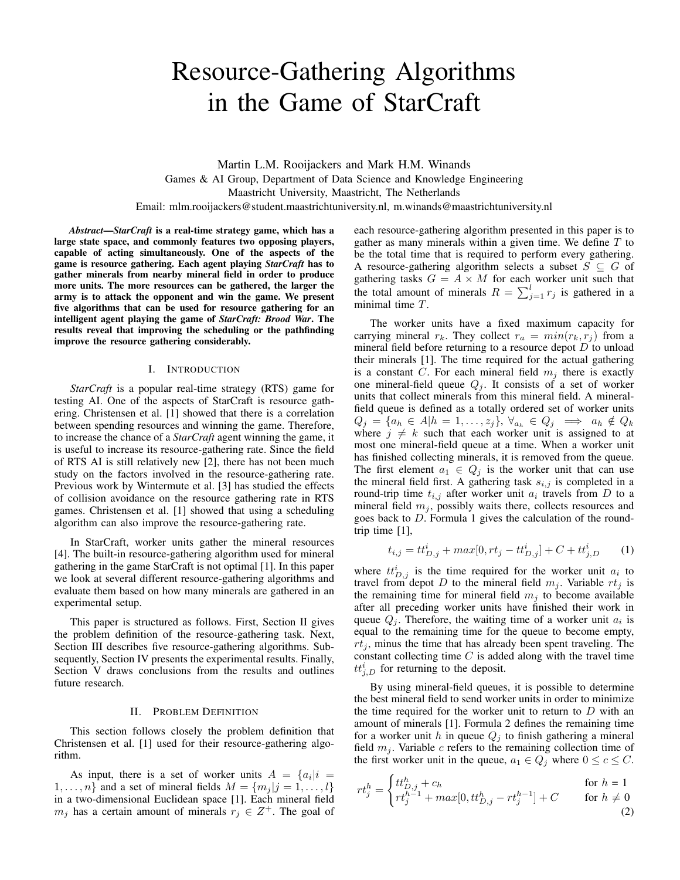# Resource-Gathering Algorithms in the Game of StarCraft

Martin L.M. Rooijackers and Mark H.M. Winands
Games & AI Group, Department of Data Science and Knowledge Engineering
Maastricht University, Maastricht, The Netherlands
Email: mlm.rooijackers@student.maastrichtuniversity.nl, m.winands@maastrichtuniversity.nl

***Abstract*—*StarCraft* is a real-time strategy game, which has a large state space, and commonly features two opposing players, capable of acting simultaneously. One of the aspects of the game is resource gathering. Each agent playing *StarCraft* has to gather minerals from nearby mineral field in order to produce more units. The more resources can be gathered, the larger the army is to attack the opponent and win the game. We present five algorithms that can be used for resource gathering for an intelligent agent playing the game of *StarCraft: Brood War*. The results reveal that improving the scheduling or the pathfinding improve the resource gathering considerably.**

## I. Introduction

*StarCraft* is a popular real-time strategy (RTS) game for testing AI. One of the aspects of StarCraft is resource gathering. Christensen et al. [1] showed that there is a correlation between spending resources and winning the game. Therefore, to increase the chance of a *StarCraft* agent winning the game, it is useful to increase its resource-gathering rate. Since the field of RTS AI is still relatively new [2], there has not been much study on the factors involved in the resource-gathering rate. Previous work by Wintermute et al. [3] has studied the effects of collision avoidance on the resource gathering rate in RTS games. Christensen et al. [1] showed that using a scheduling algorithm can also improve the resource-gathering rate.

In StarCraft, worker units gather the mineral resources [4]. The built-in resource-gathering algorithm used for mineral gathering in the game StarCraft is not optimal [1]. In this paper we look at several different resource-gathering algorithms and evaluate them based on how many minerals are gathered in an experimental setup.

This paper is structured as follows. First, Section II gives the problem definition of the resource-gathering task. Next, Section III describes five resource-gathering algorithms. Subsequently, Section IV presents the experimental results. Finally, Section V draws conclusions from the results and outlines future research.

## II. Problem Definition

This section follows closely the problem definition that Christensen et al. [1] used for their resource-gathering algorithm.

As input, there is a set of worker units $A = \{a_i | i = 1, \ldots, n\}$ and a set of mineral fields $M = \{m_j | j = 1, \ldots, l\}$ in a two-dimensional Euclidean space [1]. Each mineral field $m_j$ has a certain amount of minerals $r_j \in Z^+$. The goal of each resource-gathering algorithm presented in this paper is to gather as many minerals within a given time. We define $T$ to be the total time that is required to perform every gathering. A resource-gathering algorithm selects a subset $S \subseteq G$ of gathering tasks $G = A \times M$ for each worker unit such that the total amount of minerals $R = \sum_{j=1}^{l} r_j$ is gathered in a minimal time $T$.

The worker units have a fixed maximum capacity for carrying mineral $r_k$. They collect $r_a = min(r_k, r_j)$ from a mineral field before returning to a resource depot $D$ to unload their minerals [1]. The time required for the actual gathering is a constant $C$. For each mineral field $m_j$ there is exactly one mineral-field queue $Q_j$. It consists of a set of worker units that collect minerals from this mineral field. A mineral-field queue is defined as a totally ordered set of worker units $Q_j = \{a_h \in A | h = 1, \ldots, z_j\}$, $\forall_{a_h} \in Q_j \implies a_h \notin Q_k$ where $j \neq k$ such that each worker unit is assigned to at most one mineral-field queue at a time. When a worker unit has finished collecting minerals, it is removed from the queue. The first element $a_1 \in Q_j$ is the worker unit that can use the mineral field first. A gathering task $s_{i,j}$ is completed in a round-trip time $t_{i,j}$ after worker unit $a_i$ travels from $D$ to a mineral field $m_j$, possibly waits there, collects resources and goes back to $D$. Formula 1 gives the calculation of the round-trip time [1],

$$t_{i,j} = tt^i_{D,j} + max[0, rt_j - tt^i_{D,j}] + C + tt^i_{j,D} \tag{1}$$

where $tt^i_{D,j}$ is the time required for the worker unit $a_i$ to travel from depot $D$ to the mineral field $m_j$. Variable $rt_j$ is the remaining time for mineral field $m_j$ to become available after all preceding worker units have finished their work in queue $Q_j$. Therefore, the waiting time of a worker unit $a_i$ is equal to the remaining time for the queue to become empty, $rt_j$, minus the time that has already been spent traveling. The constant collecting time $C$ is added along with the travel time $tt^i_{j,D}$ for returning to the deposit.

By using mineral-field queues, it is possible to determine the best mineral field to send worker units in order to minimize the time required for the worker unit to return to $D$ with an amount of minerals [1]. Formula 2 defines the remaining time for a worker unit $h$ in queue $Q_j$ to finish gathering a mineral field $m_j$. Variable $c$ refers to the remaining collection time of the first worker unit in the queue, $a_1 \in Q_j$ where $0 \leq c \leq C$.

$$rt^h_j = \begin{cases} tt^h_{D,j} + c_h & \text{for } h = 1 \\ rt^{h-1}_j + max[0, tt^h_{D,j} - rt^{h-1}_j] + C & \text{for } h \neq 0 \end{cases} \tag{2}$$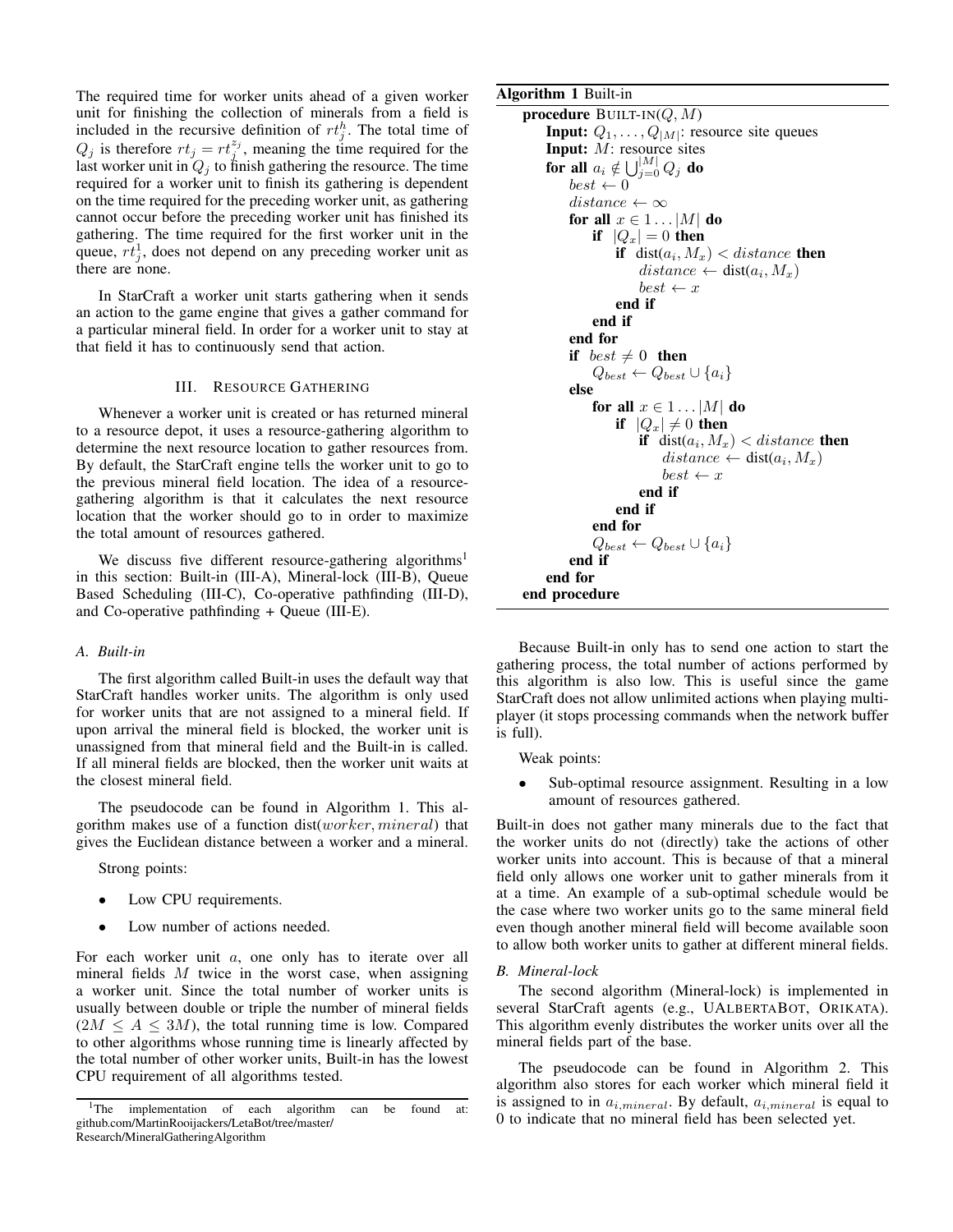The required time for worker units ahead of a given worker unit for finishing the collection of minerals from a field is included in the recursive definition of $rt_j^h$. The total time of $Q_j$ is therefore $rt_j = rt_j^{z_j}$, meaning the time required for the last worker unit in $Q_j$ to finish gathering the resource. The time required for a worker unit to finish its gathering is dependent on the time required for the preceding worker unit, as gathering cannot occur before the preceding worker unit has finished its gathering. The time required for the first worker unit in the queue, $rt_j^1$, does not depend on any preceding worker unit as there are none.

In StarCraft a worker unit starts gathering when it sends an action to the game engine that gives a gather command for a particular mineral field. In order for a worker unit to stay at that field it has to continuously send that action.

## III. Resource Gathering

Whenever a worker unit is created or has returned mineral to a resource depot, it uses a resource-gathering algorithm to determine the next resource location to gather resources from. By default, the StarCraft engine tells the worker unit to go to the previous mineral field location. The idea of a resource-gathering algorithm is that it calculates the next resource location that the worker should go to in order to maximize the total amount of resources gathered.

We discuss five different resource-gathering algorithms[1] in this section: Built-in (III-A), Mineral-lock (III-B), Queue Based Scheduling (III-C), Co-operative pathfinding (III-D), and Co-operative pathfinding + Queue (III-E).

### *A. Built-in*

The first algorithm called Built-in uses the default way that StarCraft handles worker units. The algorithm is only used for worker units that are not assigned to a mineral field. If upon arrival the mineral field is blocked, the worker unit is unassigned from that mineral field and the Built-in is called. If all mineral fields are blocked, then the worker unit waits at the closest mineral field.

The pseudocode can be found in Algorithm 1. This algorithm makes use of a function $\text{dist}(worker, mineral)$ that gives the Euclidean distance between a worker and a mineral.

Strong points:

- Low CPU requirements.
- Low number of actions needed.

For each worker unit $a$, one only has to iterate over all mineral fields $M$ twice in the worst case, when assigning a worker unit. Since the total number of worker units is usually between double or triple the number of mineral fields ($2M \leq A \leq 3M$), the total running time is low. Compared to other algorithms whose running time is linearly affected by the total number of other worker units, Built-in has the lowest CPU requirement of all algorithms tested.

[1]The implementation of each algorithm can be found at: github.com/MartinRooijackers/LetaBot/tree/master/Research/MineralGatheringAlgorithm

**Algorithm 1** Built-in

```
procedure BUILT-IN(Q, M)
    Input: Q_1, ..., Q_|M|: resource site queues
    Input: M: resource sites
    for all a_i ∉ ⋃_{j=0}^{|M|} Q_j do
        best ← 0
        distance ← ∞
        for all x ∈ 1 ... |M| do
            if |Q_x| = 0 then
                if dist(a_i, M_x) < distance then
                    distance ← dist(a_i, M_x)
                    best ← x
                end if
            end if
        end for
        if best ≠ 0 then
            Q_best ← Q_best ∪ {a_i}
        else
            for all x ∈ 1 ... |M| do
                if |Q_x| ≠ 0 then
                    if dist(a_i, M_x) < distance then
                        distance ← dist(a_i, M_x)
                        best ← x
                    end if
                end if
            end for
            Q_best ← Q_best ∪ {a_i}
        end if
    end for
end procedure
```

Because Built-in only has to send one action to start the gathering process, the total number of actions performed by this algorithm is also low. This is useful since the game StarCraft does not allow unlimited actions when playing multiplayer (it stops processing commands when the network buffer is full).

Weak points:

- Sub-optimal resource assignment. Resulting in a low amount of resources gathered.

Built-in does not gather many minerals due to the fact that the worker units do not (directly) take the actions of other worker units into account. This is because of that a mineral field only allows one worker unit to gather minerals from it at a time. An example of a sub-optimal schedule would be the case where two worker units go to the same mineral field even though another mineral field will become available soon to allow both worker units to gather at different mineral fields.

### *B. Mineral-lock*

The second algorithm (Mineral-lock) is implemented in several StarCraft agents (e.g., UALBERTABOT, ORIKATA). This algorithm evenly distributes the worker units over all the mineral fields part of the base.

The pseudocode can be found in Algorithm 2. This algorithm also stores for each worker which mineral field it is assigned to in $a_{i,mineral}$. By default, $a_{i,mineral}$ is equal to 0 to indicate that no mineral field has been selected yet.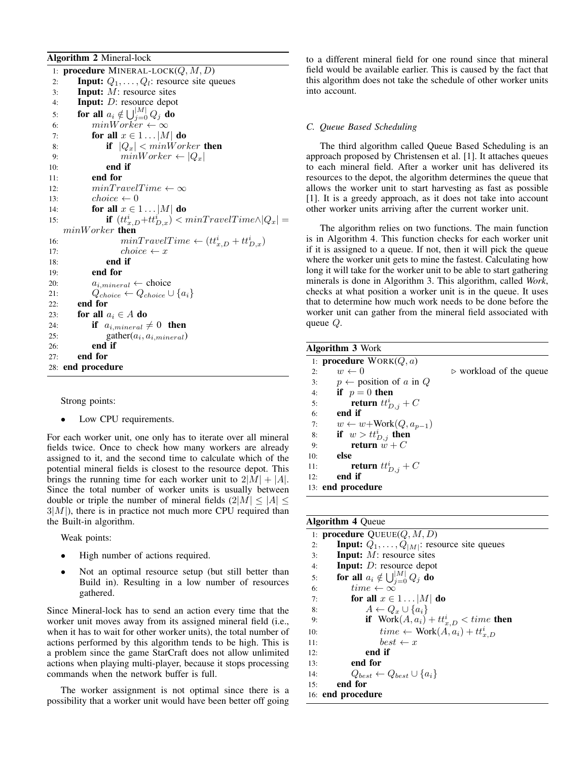**Algorithm 2** Mineral-lock

```
1:  procedure MINERAL-LOCK(Q, M, D)
2:      Input: Q_1, ..., Q_l: resource site queues
3:      Input: M: resource sites
4:      Input: D: resource depot
5:      for all a_i ∉ ⋃_{j=0}^{|M|} Q_j do
6:          minWorker ← ∞
7:          for all x ∈ 1...|M| do
8:              if |Q_x| < minWorker then
9:                  minWorker ← |Q_x|
10:             end if
11:         end for
12:         minTravelTime ← ∞
13:         choice ← 0
14:         for all x ∈ 1...|M| do
15:             if (tt^i_{x,D} + tt^i_{D,x}) < minTravelTime ∧ |Q_x| = minWorker then
16:                 minTravelTime ← (tt^i_{x,D} + tt^i_{D,x})
17:                 choice ← x
18:             end if
19:         end for
20:         a_{i,mineral} ← choice
21:         Q_choice ← Q_choice ∪ {a_i}
22:     end for
23:     for all a_i ∈ A do
24:         if a_{i,mineral} ≠ 0 then
25:             gather(a_i, a_{i,mineral})
26:         end if
27:     end for
28: end procedure
```

Strong points:

- Low CPU requirements.

For each worker unit, one only has to iterate over all mineral fields twice. Once to check how many workers are already assigned to it, and the second time to calculate which of the potential mineral fields is closest to the resource depot. This brings the running time for each worker unit to $2|M| + |A|$. Since the total number of worker units is usually between double or triple the number of mineral fields ($2|M| \leq |A| \leq 3|M|$), there is in practice not much more CPU required than the Built-in algorithm.

Weak points:

- High number of actions required.
- Not an optimal resource setup (but still better than Build in). Resulting in a low number of resources gathered.

Since Mineral-lock has to send an action every time that the worker unit moves away from its assigned mineral field (i.e., when it has to wait for other worker units), the total number of actions performed by this algorithm tends to be high. This is a problem since the game StarCraft does not allow unlimited actions when playing multi-player, because it stops processing commands when the network buffer is full.

The worker assignment is not optimal since there is a possibility that a worker unit would have been better off going to a different mineral field for one round since that mineral field would be available earlier. This is caused by the fact that this algorithm does not take the schedule of other worker units into account.

### C. Queue Based Scheduling

The third algorithm called Queue Based Scheduling is an approach proposed by Christensen et al. [1]. It attaches queues to each mineral field. After a worker unit has delivered its resources to the depot, the algorithm determines the queue that allows the worker unit to start harvesting as fast as possible [1]. It is a greedy approach, as it does not take into account other worker units arriving after the current worker unit.

The algorithm relies on two functions. The main function is in Algorithm 4. This function checks for each worker unit if it is assigned to a queue. If not, then it will pick the queue where the worker unit gets to mine the fastest. Calculating how long it will take for the worker unit to be able to start gathering minerals is done in Algorithm 3. This algorithm, called *Work*, checks at what position a worker unit is in the queue. It uses that to determine how much work needs to be done before the worker unit can gather from the mineral field associated with queue $Q$.

**Algorithm 3** Work

```
1:  procedure WORK(Q, a)
2:      w ← 0                          ▷ workload of the queue
3:      p ← position of a in Q
4:      if p = 0 then
5:          return tt^i_{D,j} + C
6:      end if
7:      w ← w+Work(Q, a_{p-1})
8:      if w > tt^i_{D,j} then
9:          return w + C
10:     else
11:         return tt^i_{D,j} + C
12:     end if
13: end procedure
```

**Algorithm 4** Queue

```
1:  procedure QUEUE(Q, M, D)
2:      Input: Q_1, ..., Q_{|M|}: resource site queues
3:      Input: M: resource sites
4:      Input: D: resource depot
5:      for all a_i ∉ ⋃_{j=0}^{|M|} Q_j do
6:          time ← ∞
7:          for all x ∈ 1...|M| do
8:              A ← Q_x ∪ {a_i}
9:              if Work(A, a_i) + tt^i_{x,D} < time then
10:                 time ← Work(A, a_i) + tt^i_{x,D}
11:                 best ← x
12:             end if
13:         end for
14:         Q_best ← Q_best ∪ {a_i}
15:     end for
16: end procedure
```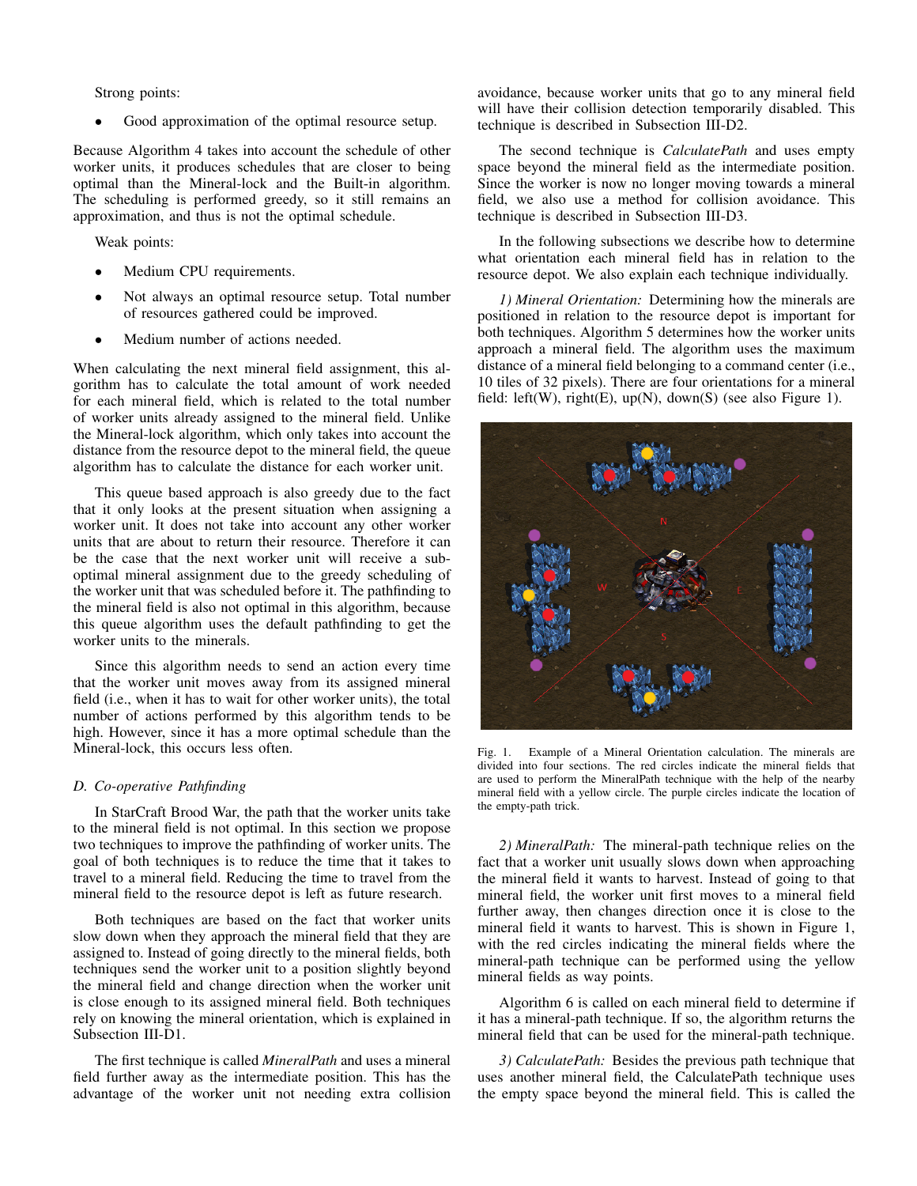Strong points:

- Good approximation of the optimal resource setup.

Because Algorithm 4 takes into account the schedule of other worker units, it produces schedules that are closer to being optimal than the Mineral-lock and the Built-in algorithm. The scheduling is performed greedy, so it still remains an approximation, and thus is not the optimal schedule.

Weak points:

- Medium CPU requirements.
- Not always an optimal resource setup. Total number of resources gathered could be improved.
- Medium number of actions needed.

When calculating the next mineral field assignment, this algorithm has to calculate the total amount of work needed for each mineral field, which is related to the total number of worker units already assigned to the mineral field. Unlike the Mineral-lock algorithm, which only takes into account the distance from the resource depot to the mineral field, the queue algorithm has to calculate the distance for each worker unit.

This queue based approach is also greedy due to the fact that it only looks at the present situation when assigning a worker unit. It does not take into account any other worker units that are about to return their resource. Therefore it can be the case that the next worker unit will receive a sub-optimal mineral assignment due to the greedy scheduling of the worker unit that was scheduled before it. The pathfinding to the mineral field is also not optimal in this algorithm, because this queue algorithm uses the default pathfinding to get the worker units to the minerals.

Since this algorithm needs to send an action every time that the worker unit moves away from its assigned mineral field (i.e., when it has to wait for other worker units), the total number of actions performed by this algorithm tends to be high. However, since it has a more optimal schedule than the Mineral-lock, this occurs less often.

### D. Co-operative Pathfinding

In StarCraft Brood War, the path that the worker units take to the mineral field is not optimal. In this section we propose two techniques to improve the pathfinding of worker units. The goal of both techniques is to reduce the time that it takes to travel to a mineral field. Reducing the time to travel from the mineral field to the resource depot is left as future research.

Both techniques are based on the fact that worker units slow down when they approach the mineral field that they are assigned to. Instead of going directly to the mineral fields, both techniques send the worker unit to a position slightly beyond the mineral field and change direction when the worker unit is close enough to its assigned mineral field. Both techniques rely on knowing the mineral orientation, which is explained in Subsection III-D1.

The first technique is called *MineralPath* and uses a mineral field further away as the intermediate position. This has the advantage of the worker unit not needing extra collision avoidance, because worker units that go to any mineral field will have their collision detection temporarily disabled. This technique is described in Subsection III-D2.

The second technique is *CalculatePath* and uses empty space beyond the mineral field as the intermediate position. Since the worker is now no longer moving towards a mineral field, we also use a method for collision avoidance. This technique is described in Subsection III-D3.

In the following subsections we describe how to determine what orientation each mineral field has in relation to the resource depot. We also explain each technique individually.

*1) Mineral Orientation:* Determining how the minerals are positioned in relation to the resource depot is important for both techniques. Algorithm 5 determines how the worker units approach a mineral field. The algorithm uses the maximum distance of a mineral field belonging to a command center (i.e., 10 tiles of 32 pixels). There are four orientations for a mineral field: left(W), right(E), up(N), down(S) (see also Figure 1).

Fig. 1. Example of a Mineral Orientation calculation. The minerals are divided into four sections. The red circles indicate the mineral fields that are used to perform the MineralPath technique with the help of the nearby mineral field with a yellow circle. The purple circles indicate the location of the empty-path trick.

*2) MineralPath:* The mineral-path technique relies on the fact that a worker unit usually slows down when approaching the mineral field it wants to harvest. Instead of going to that mineral field, the worker unit first moves to a mineral field further away, then changes direction once it is close to the mineral field it wants to harvest. This is shown in Figure 1, with the red circles indicating the mineral fields where the mineral-path technique can be performed using the yellow mineral fields as way points.

Algorithm 6 is called on each mineral field to determine if it has a mineral-path technique. If so, the algorithm returns the mineral field that can be used for the mineral-path technique.

*3) CalculatePath:* Besides the previous path technique that uses another mineral field, the CalculatePath technique uses the empty space beyond the mineral field. This is called the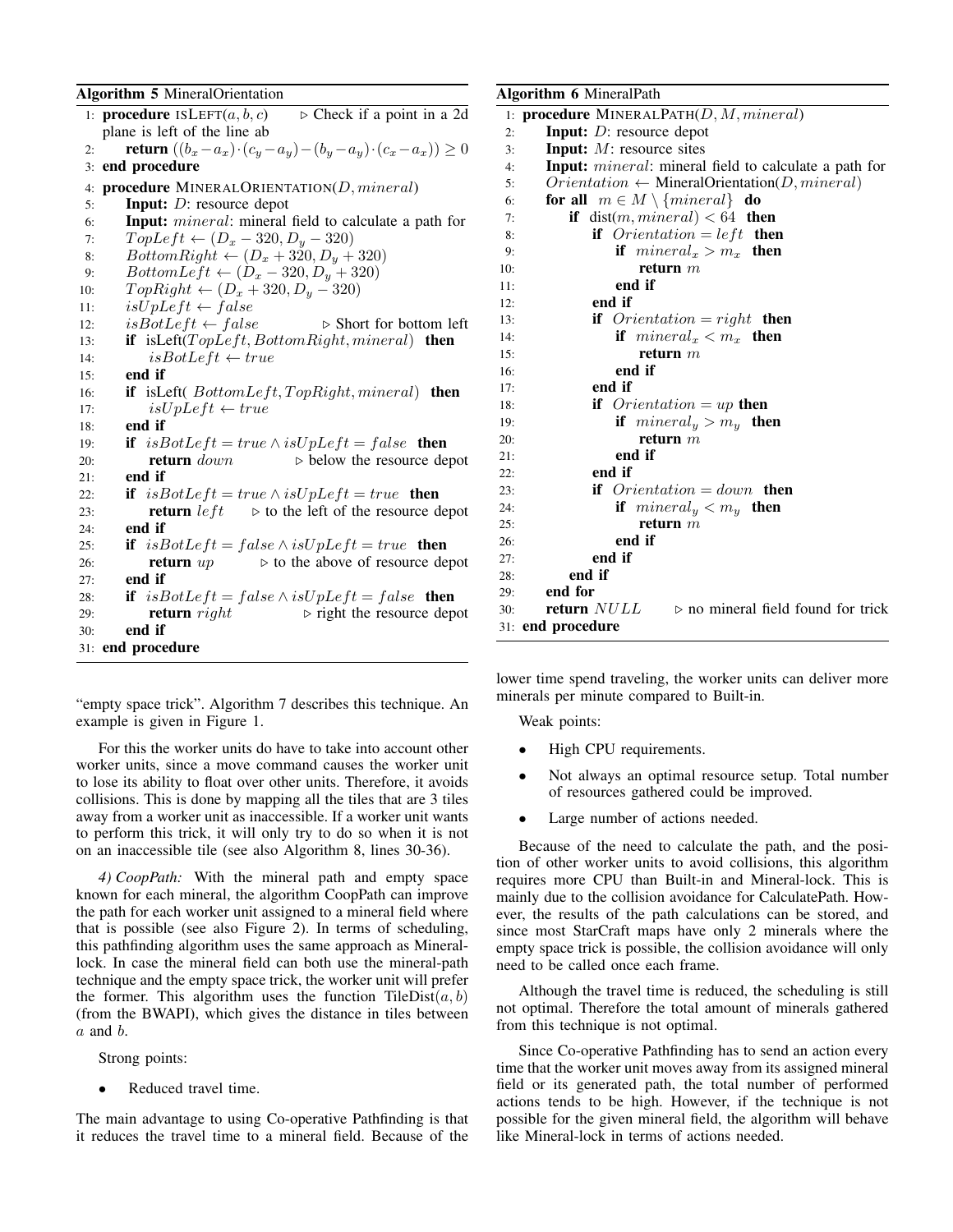**Algorithm 5** MineralOrientation

```
1:  procedure ISLEFT(a, b, c)        ▷ Check if a point in a 2d plane is left of the line ab
2:      return ((b_x − a_x)·(c_y − a_y) − (b_y − a_y)·(c_x − a_x)) ≥ 0
3:  end procedure
4:  procedure MINERALORIENTATION(D, mineral)
5:      Input: D: resource depot
6:      Input: mineral: mineral field to calculate a path for
7:      TopLeft ← (D_x − 320, D_y − 320)
8:      BottomRight ← (D_x + 320, D_y + 320)
9:      BottomLeft ← (D_x − 320, D_y + 320)
10:     TopRight ← (D_x + 320, D_y − 320)
11:     isUpLeft ← false
12:     isBotLeft ← false             ▷ Short for bottom left
13:     if isLeft(TopLeft, BottomRight, mineral) then
14:         isBotLeft ← true
15:     end if
16:     if isLeft( BottomLeft, TopRight, mineral) then
17:         isUpLeft ← true
18:     end if
19:     if isBotLeft = true ∧ isUpLeft = false then
20:         return down               ▷ below the resource depot
21:     end if
22:     if isBotLeft = true ∧ isUpLeft = true then
23:         return left               ▷ to the left of the resource depot
24:     end if
25:     if isBotLeft = false ∧ isUpLeft = true then
26:         return up                 ▷ to the above of resource depot
27:     end if
28:     if isBotLeft = false ∧ isUpLeft = false then
29:         return right              ▷ right the resource depot
30:     end if
31: end procedure
```

**Algorithm 6** MineralPath

```
1:  procedure MINERALPATH(D, M, mineral)
2:      Input: D: resource depot
3:      Input: M: resource sites
4:      Input: mineral: mineral field to calculate a path for
5:      Orientation ← MineralOrientation(D, mineral)
6:      for all m ∈ M \ {mineral} do
7:          if dist(m, mineral) < 64 then
8:              if Orientation = left then
9:                  if mineral_x > m_x then
10:                     return m
11:                 end if
12:             end if
13:             if Orientation = right then
14:                 if mineral_x < m_x then
15:                     return m
16:                 end if
17:             end if
18:             if Orientation = up then
19:                 if mineral_y > m_y then
20:                     return m
21:                 end if
22:             end if
23:             if Orientation = down then
24:                 if mineral_y < m_y then
25:                     return m
26:                 end if
27:             end if
28:         end if
29:     end for
30:     return NULL               ▷ no mineral field found for trick
31: end procedure
```

"empty space trick". Algorithm 7 describes this technique. An example is given in Figure 1.

For this the worker units do have to take into account other worker units, since a move command causes the worker unit to lose its ability to float over other units. Therefore, it avoids collisions. This is done by mapping all the tiles that are 3 tiles away from a worker unit as inaccessible. If a worker unit wants to perform this trick, it will only try to do so when it is not on an inaccessible tile (see also Algorithm 8, lines 30-36).

*4) CoopPath:* With the mineral path and empty space known for each mineral, the algorithm CoopPath can improve the path for each worker unit assigned to a mineral field where that is possible (see also Figure 2). In terms of scheduling, this pathfinding algorithm uses the same approach as Mineral-lock. In case the mineral field can both use the mineral-path technique and the empty space trick, the worker unit will prefer the former. This algorithm uses the function TileDist$(a, b)$ (from the BWAPI), which gives the distance in tiles between $a$ and $b$.

Strong points:

- Reduced travel time.

The main advantage to using Co-operative Pathfinding is that it reduces the travel time to a mineral field. Because of the lower time spend traveling, the worker units can deliver more minerals per minute compared to Built-in.

Weak points:

- High CPU requirements.
- Not always an optimal resource setup. Total number of resources gathered could be improved.
- Large number of actions needed.

Because of the need to calculate the path, and the position of other worker units to avoid collisions, this algorithm requires more CPU than Built-in and Mineral-lock. This is mainly due to the collision avoidance for CalculatePath. However, the results of the path calculations can be stored, and since most StarCraft maps have only 2 minerals where the empty space trick is possible, the collision avoidance will only need to be called once each frame.

Although the travel time is reduced, the scheduling is still not optimal. Therefore the total amount of minerals gathered from this technique is not optimal.

Since Co-operative Pathfinding has to send an action every time that the worker unit moves away from its assigned mineral field or its generated path, the total number of performed actions tends to be high. However, if the technique is not possible for the given mineral field, the algorithm will behave like Mineral-lock in terms of actions needed.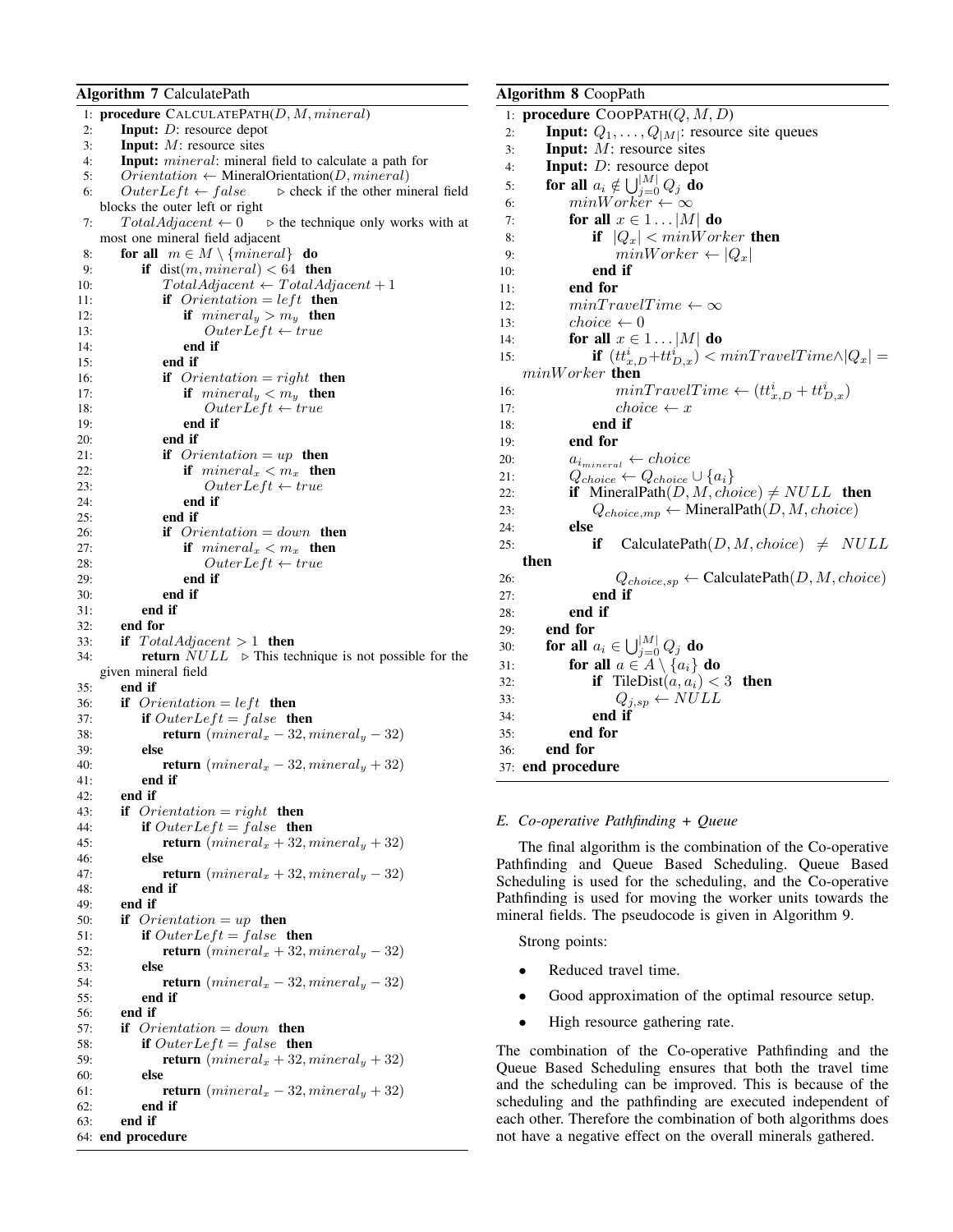**Algorithm 7** CalculatePath

```
 1: procedure CALCULATEPATH(D, M, mineral)
 2:     Input: D: resource depot
 3:     Input: M: resource sites
 4:     Input: mineral: mineral field to calculate a path for
 5:     Orientation ← MineralOrientation(D, mineral)
 6:     OuterLeft ← false    ▷ check if the other mineral field blocks the outer left or right
 7:     TotalAdjacent ← 0    ▷ the technique only works with at most one mineral field adjacent
 8:     for all m ∈ M \ {mineral} do
 9:         if dist(m, mineral) < 64 then
10:             TotalAdjacent ← TotalAdjacent + 1
11:             if Orientation = left then
12:                 if mineral_y > m_y then
13:                     OuterLeft ← true
14:                 end if
15:             end if
16:             if Orientation = right then
17:                 if mineral_y < m_y then
18:                     OuterLeft ← true
19:                 end if
20:             end if
21:             if Orientation = up then
22:                 if mineral_x < m_x then
23:                     OuterLeft ← true
24:                 end if
25:             end if
26:             if Orientation = down then
27:                 if mineral_x < m_x then
28:                     OuterLeft ← true
29:                 end if
30:             end if
31:         end if
32:     end for
33:     if TotalAdjacent > 1 then
34:         return NULL    ▷ This technique is not possible for the given mineral field
35:     end if
36:     if Orientation = left then
37:         if OuterLeft = false then
38:             return (mineral_x − 32, mineral_y − 32)
39:         else
40:             return (mineral_x − 32, mineral_y + 32)
41:         end if
42:     end if
43:     if Orientation = right then
44:         if OuterLeft = false then
45:             return (mineral_x + 32, mineral_y + 32)
46:         else
47:             return (mineral_x + 32, mineral_y − 32)
48:         end if
49:     end if
50:     if Orientation = up then
51:         if OuterLeft = false then
52:             return (mineral_x + 32, mineral_y − 32)
53:         else
54:             return (mineral_x − 32, mineral_y − 32)
55:         end if
56:     end if
57:     if Orientation = down then
58:         if OuterLeft = false then
59:             return (mineral_x + 32, mineral_y + 32)
60:         else
61:             return (mineral_x − 32, mineral_y + 32)
62:         end if
63:     end if
64: end procedure
```

**Algorithm 8** CoopPath

```
 1: procedure COOPPATH(Q, M, D)
 2:     Input: Q_1, ..., Q_|M|: resource site queues
 3:     Input: M: resource sites
 4:     Input: D: resource depot
 5:     for all a_i ∉ ⋃_{j=0}^{|M|} Q_j do
 6:         minWorker ← ∞
 7:         for all x ∈ 1 ... |M| do
 8:             if |Q_x| < minWorker then
 9:                 minWorker ← |Q_x|
10:             end if
11:         end for
12:         minTravelTime ← ∞
13:         choice ← 0
14:         for all x ∈ 1 ... |M| do
15:             if (tt^i_{x,D} + tt^i_{D,x}) < minTravelTime ∧ |Q_x| = minWorker then
16:                 minTravelTime ← (tt^i_{x,D} + tt^i_{D,x})
17:                 choice ← x
18:             end if
19:         end for
20:         a_{i_mineral} ← choice
21:         Q_choice ← Q_choice ∪ {a_i}
22:         if MineralPath(D, M, choice) ≠ NULL then
23:             Q_{choice,mp} ← MineralPath(D, M, choice)
24:         else
25:             if CalculatePath(D, M, choice) ≠ NULL then
26:                 Q_{choice,sp} ← CalculatePath(D, M, choice)
27:             end if
28:         end if
29:     end for
30:     for all a_i ∈ ⋃_{j=0}^{|M|} Q_j do
31:         for all a ∈ A \ {a_i} do
32:             if TileDist(a, a_i) < 3 then
33:                 Q_{j,sp} ← NULL
34:             end if
35:         end for
36:     end for
37: end procedure
```

### E. Co-operative Pathfinding + Queue

The final algorithm is the combination of the Co-operative Pathfinding and Queue Based Scheduling. Queue Based Scheduling is used for the scheduling, and the Co-operative Pathfinding is used for moving the worker units towards the mineral fields. The pseudocode is given in Algorithm 9.

Strong points:

- Reduced travel time.
- Good approximation of the optimal resource setup.
- High resource gathering rate.

The combination of the Co-operative Pathfinding and the Queue Based Scheduling ensures that both the travel time and the scheduling can be improved. This is because of the scheduling and the pathfinding are executed independent of each other. Therefore the combination of both algorithms does not have a negative effect on the overall minerals gathered.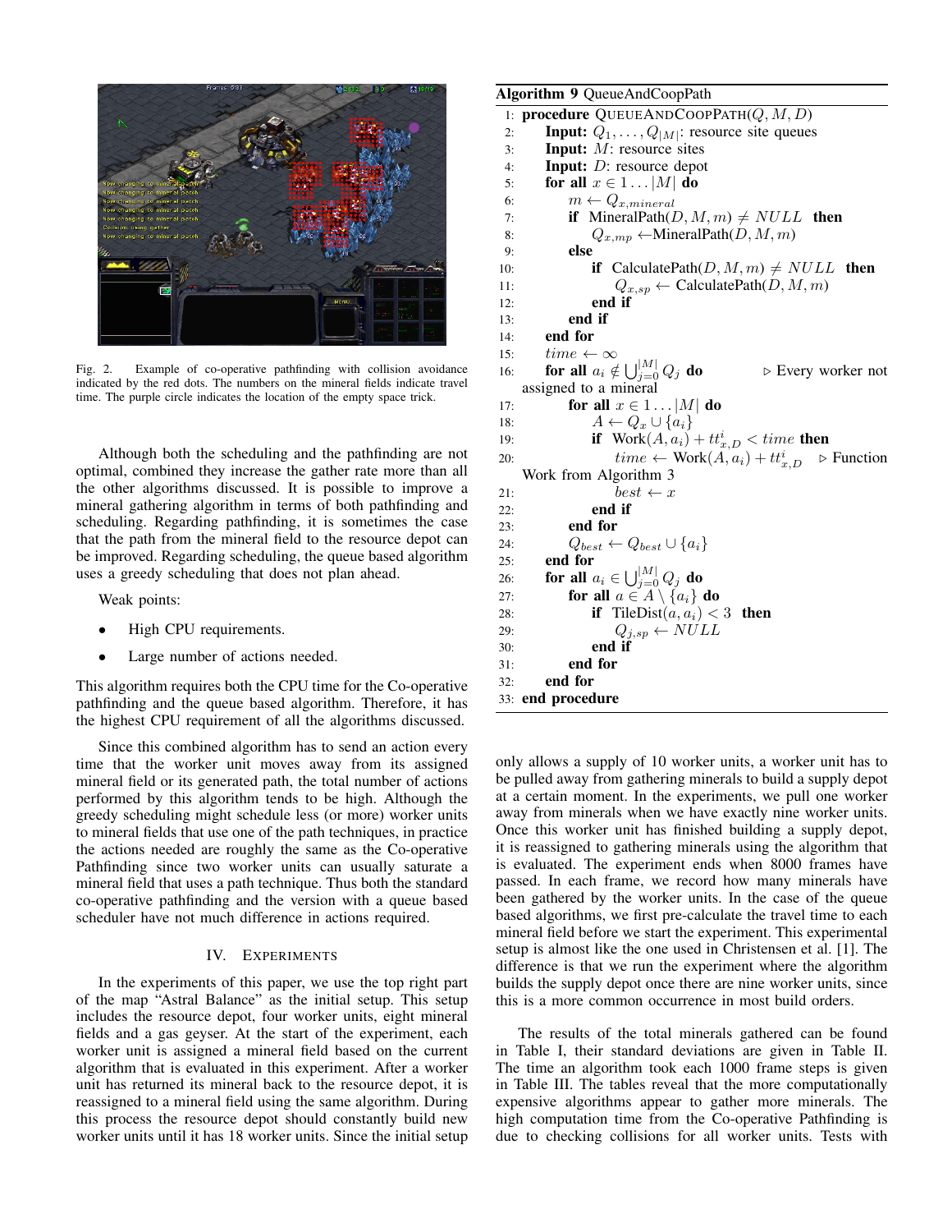Fig. 2. Example of co-operative pathfinding with collision avoidance indicated by the red dots. The numbers on the mineral fields indicate travel time. The purple circle indicates the location of the empty space trick.

Although both the scheduling and the pathfinding are not optimal, combined they increase the gather rate more than all the other algorithms discussed. It is possible to improve a mineral gathering algorithm in terms of both pathfinding and scheduling. Regarding pathfinding, it is sometimes the case that the path from the mineral field to the resource depot can be improved. Regarding scheduling, the queue based algorithm uses a greedy scheduling that does not plan ahead.

Weak points:

- High CPU requirements.
- Large number of actions needed.

This algorithm requires both the CPU time for the Co-operative pathfinding and the queue based algorithm. Therefore, it has the highest CPU requirement of all the algorithms discussed.

Since this combined algorithm has to send an action every time that the worker unit moves away from its assigned mineral field or its generated path, the total number of actions performed by this algorithm tends to be high. Although the greedy scheduling might schedule less (or more) worker units to mineral fields that use one of the path techniques, in practice the actions needed are roughly the same as the Co-operative Pathfinding since two worker units can usually saturate a mineral field that uses a path technique. Thus both the standard co-operative pathfinding and the version with a queue based scheduler have not much difference in actions required.

**Algorithm 9** QueueAndCoopPath

```
1:  procedure QUEUEANDCOOPPATH(Q, M, D)
2:      Input: Q_1, ..., Q_|M|: resource site queues
3:      Input: M: resource sites
4:      Input: D: resource depot
5:      for all x ∈ 1...|M| do
6:          m ← Q_{x,mineral}
7:          if MineralPath(D, M, m) ≠ NULL then
8:              Q_{x,mp} ← MineralPath(D, M, m)
9:          else
10:             if CalculatePath(D, M, m) ≠ NULL then
11:                 Q_{x,sp} ← CalculatePath(D, M, m)
12:             end if
13:         end if
14:     end for
15:     time ← ∞
16:     for all a_i ∉ ⋃_{j=0}^{|M|} Q_j do        ▷ Every worker not assigned to a mineral
17:         for all x ∈ 1...|M| do
18:             A ← Q_x ∪ {a_i}
19:             if Work(A, a_i) + tt^i_{x,D} < time then
20:                 time ← Work(A, a_i) + tt^i_{x,D}   ▷ Function Work from Algorithm 3
21:                 best ← x
22:             end if
23:         end for
24:         Q_best ← Q_best ∪ {a_i}
25:     end for
26:     for all a_i ∈ ⋃_{j=0}^{|M|} Q_j do
27:         for all a ∈ A \ {a_i} do
28:             if TileDist(a, a_i) < 3 then
29:                 Q_{j,sp} ← NULL
30:             end if
31:         end for
32:     end for
33: end procedure
```

## IV. EXPERIMENTS

In the experiments of this paper, we use the top right part of the map "Astral Balance" as the initial setup. This setup includes the resource depot, four worker units, eight mineral fields and a gas geyser. At the start of the experiment, each worker unit is assigned a mineral field based on the current algorithm that is evaluated in this experiment. After a worker unit has returned its mineral back to the resource depot, it is reassigned to a mineral field using the same algorithm. During this process the resource depot should constantly build new worker units until it has 18 worker units. Since the initial setup only allows a supply of 10 worker units, a worker unit has to be pulled away from gathering minerals to build a supply depot at a certain moment. In the experiments, we pull one worker away from minerals when we have exactly nine worker units. Once this worker unit has finished building a supply depot, it is reassigned to gathering minerals using the algorithm that is evaluated. The experiment ends when 8000 frames have passed. In each frame, we record how many minerals have been gathered by the worker units. In the case of the queue based algorithms, we first pre-calculate the travel time to each mineral field before we start the experiment. This experimental setup is almost like the one used in Christensen et al. [1]. The difference is that we run the experiment where the algorithm builds the supply depot once there are nine worker units, since this is a more common occurrence in most build orders.

The results of the total minerals gathered can be found in Table I, their standard deviations are given in Table II. The time an algorithm took each 1000 frame steps is given in Table III. The tables reveal that the more computationally expensive algorithms appear to gather more minerals. The high computation time from the Co-operative Pathfinding is due to checking collisions for all worker units. Tests with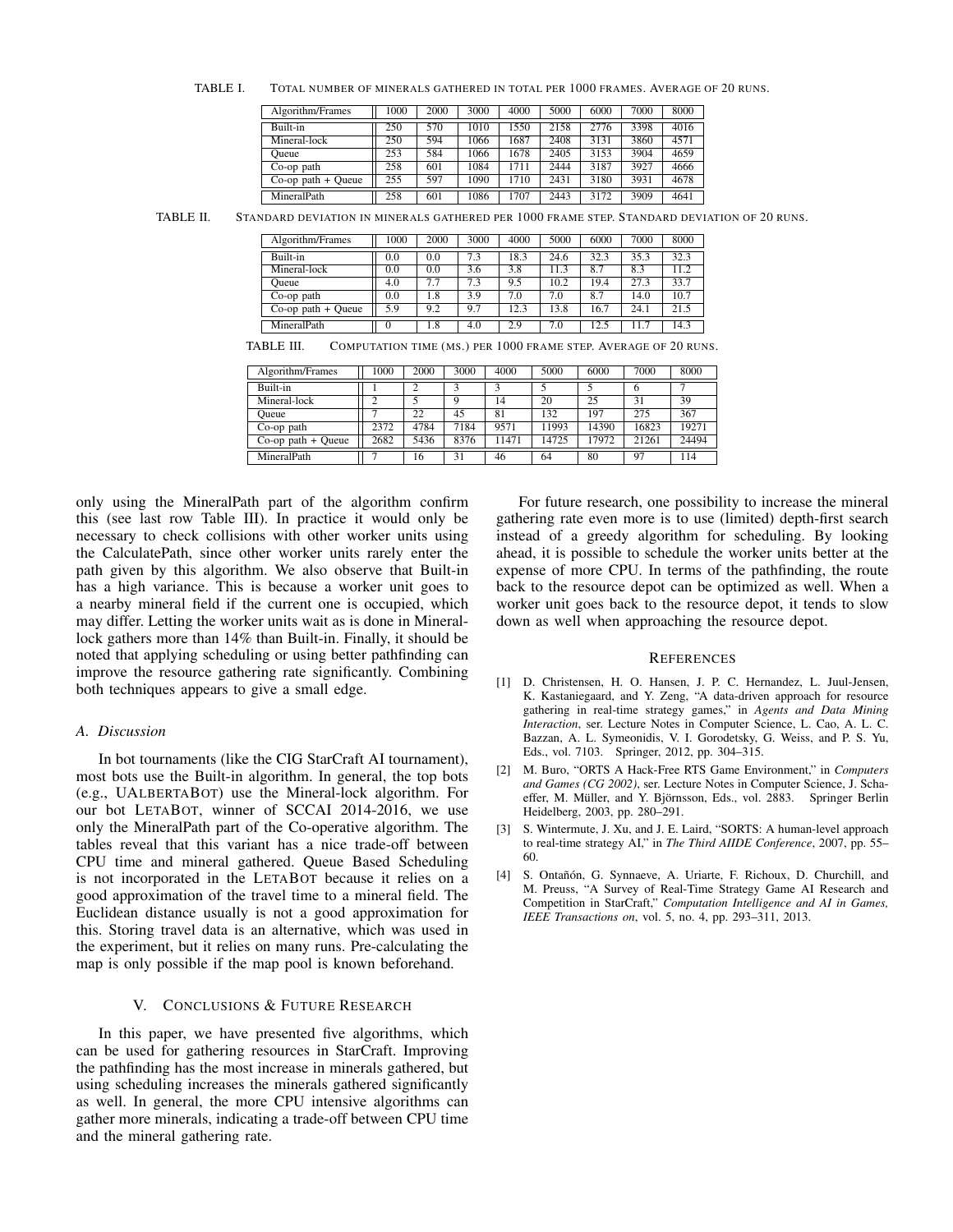TABLE I. Total number of minerals gathered in total per 1000 frames. Average of 20 runs.

| Algorithm/Frames | 1000 | 2000 | 3000 | 4000 | 5000 | 6000 | 7000 | 8000 |
|---|---|---|---|---|---|---|---|---|
| Built-in | 250 | 570 | 1010 | 1550 | 2158 | 2776 | 3398 | 4016 |
| Mineral-lock | 250 | 594 | 1066 | 1687 | 2408 | 3131 | 3860 | 4571 |
| Queue | 253 | 584 | 1066 | 1678 | 2405 | 3153 | 3904 | 4659 |
| Co-op path | 258 | 601 | 1084 | 1711 | 2444 | 3187 | 3927 | 4666 |
| Co-op path + Queue | 255 | 597 | 1090 | 1710 | 2431 | 3180 | 3931 | 4678 |
| MineralPath | 258 | 601 | 1086 | 1707 | 2443 | 3172 | 3909 | 4641 |

TABLE II. Standard deviation in minerals gathered per 1000 frame step. Standard deviation of 20 runs.

| Algorithm/Frames | 1000 | 2000 | 3000 | 4000 | 5000 | 6000 | 7000 | 8000 |
|---|---|---|---|---|---|---|---|---|
| Built-in | 0.0 | 0.0 | 7.3 | 18.3 | 24.6 | 32.3 | 35.3 | 32.3 |
| Mineral-lock | 0.0 | 0.0 | 3.6 | 3.8 | 11.3 | 8.7 | 8.3 | 11.2 |
| Queue | 4.0 | 7.7 | 7.3 | 9.5 | 10.2 | 19.4 | 27.3 | 33.7 |
| Co-op path | 0.0 | 1.8 | 3.9 | 7.0 | 7.0 | 8.7 | 14.0 | 10.7 |
| Co-op path + Queue | 5.9 | 9.2 | 9.7 | 12.3 | 13.8 | 16.7 | 24.1 | 21.5 |
| MineralPath | 0 | 1.8 | 4.0 | 2.9 | 7.0 | 12.5 | 11.7 | 14.3 |

TABLE III. Computation time (ms.) per 1000 frame step. Average of 20 runs.

| Algorithm/Frames | 1000 | 2000 | 3000 | 4000 | 5000 | 6000 | 7000 | 8000 |
|---|---|---|---|---|---|---|---|---|
| Built-in | 1 | 2 | 3 | 3 | 5 | 5 | 6 | 7 |
| Mineral-lock | 2 | 5 | 9 | 14 | 20 | 25 | 31 | 39 |
| Queue | 7 | 22 | 45 | 81 | 132 | 197 | 275 | 367 |
| Co-op path | 2372 | 4784 | 7184 | 9571 | 11993 | 14390 | 16823 | 19271 |
| Co-op path + Queue | 2682 | 5436 | 8376 | 11471 | 14725 | 17972 | 21261 | 24494 |
| MineralPath | 7 | 16 | 31 | 46 | 64 | 80 | 97 | 114 |

only using the MineralPath part of the algorithm confirm this (see last row Table III). In practice it would only be necessary to check collisions with other worker units using the CalculatePath, since other worker units rarely enter the path given by this algorithm. We also observe that Built-in has a high variance. This is because a worker unit goes to a nearby mineral field if the current one is occupied, which may differ. Letting the worker units wait as is done in Mineral-lock gathers more than 14% than Built-in. Finally, it should be noted that applying scheduling or using better pathfinding can improve the resource gathering rate significantly. Combining both techniques appears to give a small edge.

### A. Discussion

In bot tournaments (like the CIG StarCraft AI tournament), most bots use the Built-in algorithm. In general, the top bots (e.g., UAlbertaBot) use the Mineral-lock algorithm. For our bot LetaBot, winner of SCCAI 2014-2016, we use only the MineralPath part of the Co-operative algorithm. The tables reveal that this variant has a nice trade-off between CPU time and mineral gathered. Queue Based Scheduling is not incorporated in the LetaBot because it relies on a good approximation of the travel time to a mineral field. The Euclidean distance usually is not a good approximation for this. Storing travel data is an alternative, which was used in the experiment, but it relies on many runs. Pre-calculating the map is only possible if the map pool is known beforehand.

## V. Conclusions & Future Research

In this paper, we have presented five algorithms, which can be used for gathering resources in StarCraft. Improving the pathfinding has the most increase in minerals gathered, but using scheduling increases the minerals gathered significantly as well. In general, the more CPU intensive algorithms can gather more minerals, indicating a trade-off between CPU time and the mineral gathering rate.

For future research, one possibility to increase the mineral gathering rate even more is to use (limited) depth-first search instead of a greedy algorithm for scheduling. By looking ahead, it is possible to schedule the worker units better at the expense of more CPU. In terms of the pathfinding, the route back to the resource depot can be optimized as well. When a worker unit goes back to the resource depot, it tends to slow down as well when approaching the resource depot.

## References

[1] D. Christensen, H. O. Hansen, J. P. C. Hernandez, L. Juul-Jensen, K. Kastaniegaard, and Y. Zeng, "A data-driven approach for resource gathering in real-time strategy games," in *Agents and Data Mining Interaction*, ser. Lecture Notes in Computer Science, L. Cao, A. L. C. Bazzan, A. L. Symeonidis, V. I. Gorodetsky, G. Weiss, and P. S. Yu, Eds., vol. 7103. Springer, 2012, pp. 304–315.

[2] M. Buro, "ORTS A Hack-Free RTS Game Environment," in *Computers and Games (CG 2002)*, ser. Lecture Notes in Computer Science, J. Schaeffer, M. Müller, and Y. Björnsson, Eds., vol. 2883. Springer Berlin Heidelberg, 2003, pp. 280–291.

[3] S. Wintermute, J. Xu, and J. E. Laird, "SORTS: A human-level approach to real-time strategy AI," in *The Third AIIDE Conference*, 2007, pp. 55–60.

[4] S. Ontañón, G. Synnaeve, A. Uriarte, F. Richoux, D. Churchill, and M. Preuss, "A Survey of Real-Time Strategy Game AI Research and Competition in StarCraft," *Computation Intelligence and AI in Games, IEEE Transactions on*, vol. 5, no. 4, pp. 293–311, 2013.